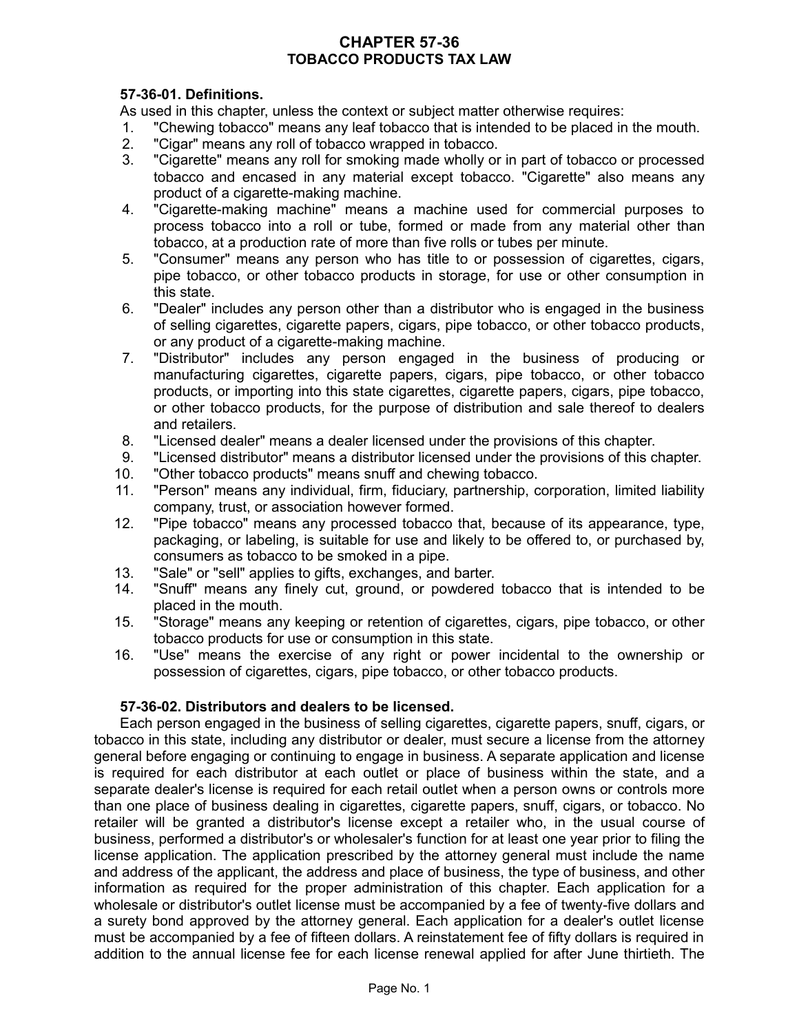# CHAPTER 57-36
## TOBACCO PRODUCTS TAX LAW

### 57-36-01. Definitions.

As used in this chapter, unless the context or subject matter otherwise requires:

1. "Chewing tobacco" means any leaf tobacco that is intended to be placed in the mouth.
2. "Cigar" means any roll of tobacco wrapped in tobacco.
3. "Cigarette" means any roll for smoking made wholly or in part of tobacco or processed tobacco and encased in any material except tobacco. "Cigarette" also means any product of a cigarette-making machine.
4. "Cigarette-making machine" means a machine used for commercial purposes to process tobacco into a roll or tube, formed or made from any material other than tobacco, at a production rate of more than five rolls or tubes per minute.
5. "Consumer" means any person who has title to or possession of cigarettes, cigars, pipe tobacco, or other tobacco products in storage, for use or other consumption in this state.
6. "Dealer" includes any person other than a distributor who is engaged in the business of selling cigarettes, cigarette papers, cigars, pipe tobacco, or other tobacco products, or any product of a cigarette-making machine.
7. "Distributor" includes any person engaged in the business of producing or manufacturing cigarettes, cigarette papers, cigars, pipe tobacco, or other tobacco products, or importing into this state cigarettes, cigarette papers, cigars, pipe tobacco, or other tobacco products, for the purpose of distribution and sale thereof to dealers and retailers.
8. "Licensed dealer" means a dealer licensed under the provisions of this chapter.
9. "Licensed distributor" means a distributor licensed under the provisions of this chapter.
10. "Other tobacco products" means snuff and chewing tobacco.
11. "Person" means any individual, firm, fiduciary, partnership, corporation, limited liability company, trust, or association however formed.
12. "Pipe tobacco" means any processed tobacco that, because of its appearance, type, packaging, or labeling, is suitable for use and likely to be offered to, or purchased by, consumers as tobacco to be smoked in a pipe.
13. "Sale" or "sell" applies to gifts, exchanges, and barter.
14. "Snuff" means any finely cut, ground, or powdered tobacco that is intended to be placed in the mouth.
15. "Storage" means any keeping or retention of cigarettes, cigars, pipe tobacco, or other tobacco products for use or consumption in this state.
16. "Use" means the exercise of any right or power incidental to the ownership or possession of cigarettes, cigars, pipe tobacco, or other tobacco products.

### 57-36-02. Distributors and dealers to be licensed.

Each person engaged in the business of selling cigarettes, cigarette papers, snuff, cigars, or tobacco in this state, including any distributor or dealer, must secure a license from the attorney general before engaging or continuing to engage in business. A separate application and license is required for each distributor at each outlet or place of business within the state, and a separate dealer's license is required for each retail outlet when a person owns or controls more than one place of business dealing in cigarettes, cigarette papers, snuff, cigars, or tobacco. No retailer will be granted a distributor's license except a retailer who, in the usual course of business, performed a distributor's or wholesaler's function for at least one year prior to filing the license application. The application prescribed by the attorney general must include the name and address of the applicant, the address and place of business, the type of business, and other information as required for the proper administration of this chapter. Each application for a wholesale or distributor's outlet license must be accompanied by a fee of twenty-five dollars and a surety bond approved by the attorney general. Each application for a dealer's outlet license must be accompanied by a fee of fifteen dollars. A reinstatement fee of fifty dollars is required in addition to the annual license fee for each license renewal applied for after June thirtieth. The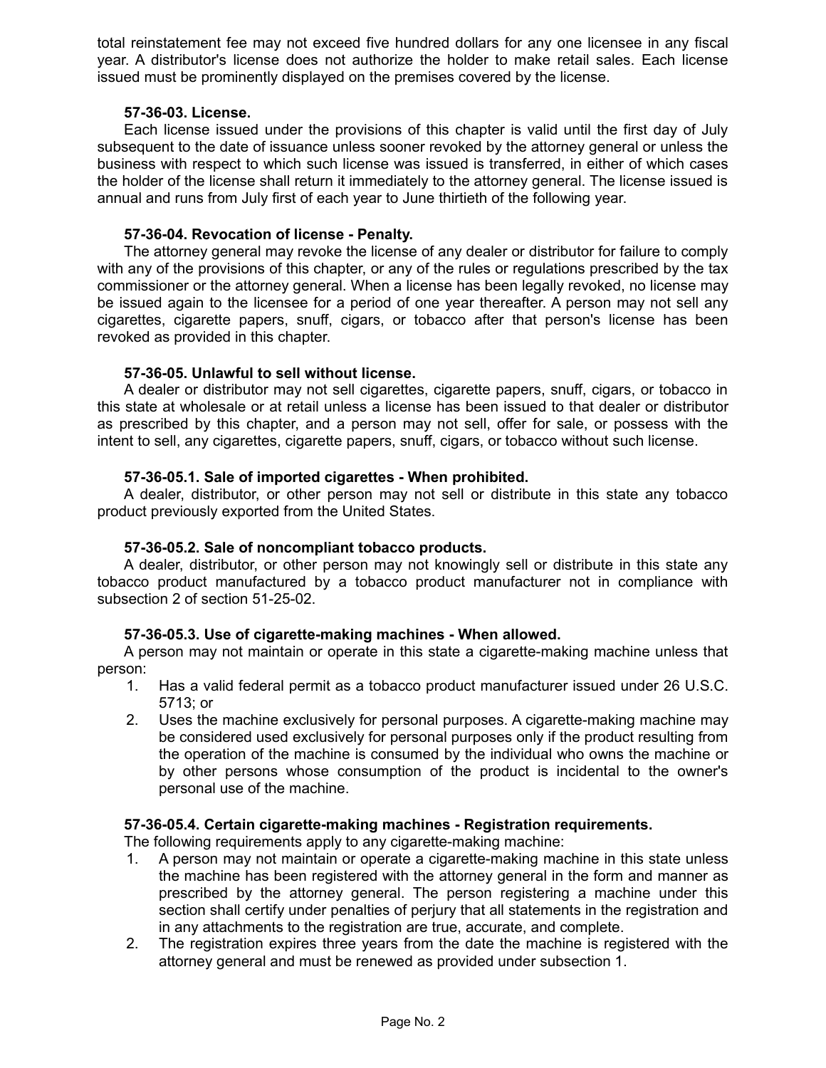total reinstatement fee may not exceed five hundred dollars for any one licensee in any fiscal year. A distributor's license does not authorize the holder to make retail sales. Each license issued must be prominently displayed on the premises covered by the license.

**57-36-03. License.**

Each license issued under the provisions of this chapter is valid until the first day of July subsequent to the date of issuance unless sooner revoked by the attorney general or unless the business with respect to which such license was issued is transferred, in either of which cases the holder of the license shall return it immediately to the attorney general. The license issued is annual and runs from July first of each year to June thirtieth of the following year.

**57-36-04. Revocation of license - Penalty.**

The attorney general may revoke the license of any dealer or distributor for failure to comply with any of the provisions of this chapter, or any of the rules or regulations prescribed by the tax commissioner or the attorney general. When a license has been legally revoked, no license may be issued again to the licensee for a period of one year thereafter. A person may not sell any cigarettes, cigarette papers, snuff, cigars, or tobacco after that person's license has been revoked as provided in this chapter.

**57-36-05. Unlawful to sell without license.**

A dealer or distributor may not sell cigarettes, cigarette papers, snuff, cigars, or tobacco in this state at wholesale or at retail unless a license has been issued to that dealer or distributor as prescribed by this chapter, and a person may not sell, offer for sale, or possess with the intent to sell, any cigarettes, cigarette papers, snuff, cigars, or tobacco without such license.

**57-36-05.1. Sale of imported cigarettes - When prohibited.**

A dealer, distributor, or other person may not sell or distribute in this state any tobacco product previously exported from the United States.

**57-36-05.2. Sale of noncompliant tobacco products.**

A dealer, distributor, or other person may not knowingly sell or distribute in this state any tobacco product manufactured by a tobacco product manufacturer not in compliance with subsection 2 of section 51-25-02.

**57-36-05.3. Use of cigarette-making machines - When allowed.**

A person may not maintain or operate in this state a cigarette-making machine unless that person:

1. Has a valid federal permit as a tobacco product manufacturer issued under 26 U.S.C. 5713; or
2. Uses the machine exclusively for personal purposes. A cigarette-making machine may be considered used exclusively for personal purposes only if the product resulting from the operation of the machine is consumed by the individual who owns the machine or by other persons whose consumption of the product is incidental to the owner's personal use of the machine.

**57-36-05.4. Certain cigarette-making machines - Registration requirements.**

The following requirements apply to any cigarette-making machine:

1. A person may not maintain or operate a cigarette-making machine in this state unless the machine has been registered with the attorney general in the form and manner as prescribed by the attorney general. The person registering a machine under this section shall certify under penalties of perjury that all statements in the registration and in any attachments to the registration are true, accurate, and complete.
2. The registration expires three years from the date the machine is registered with the attorney general and must be renewed as provided under subsection 1.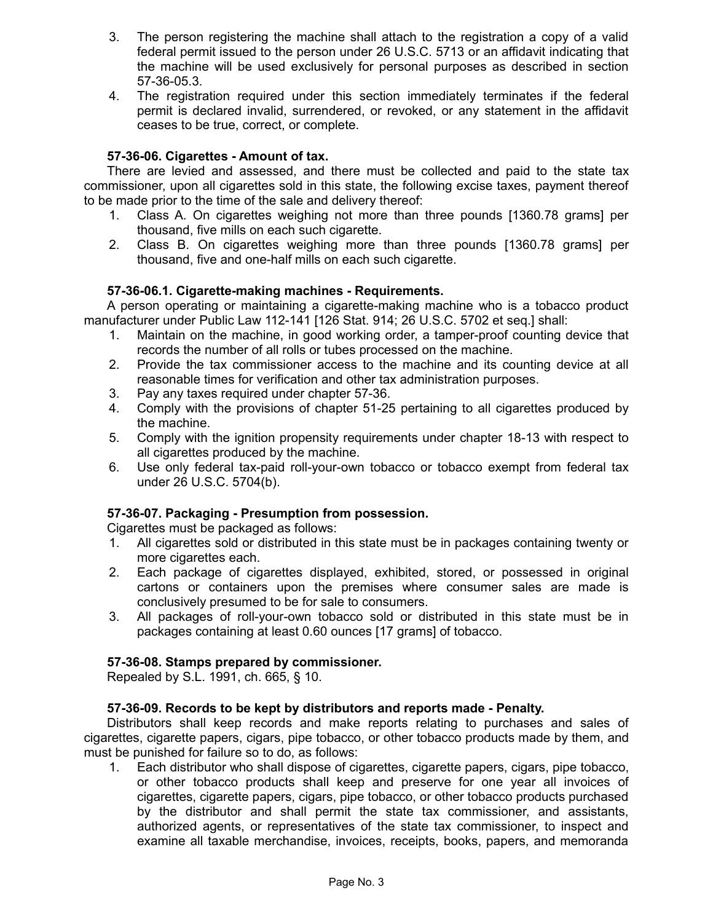3. The person registering the machine shall attach to the registration a copy of a valid federal permit issued to the person under 26 U.S.C. 5713 or an affidavit indicating that the machine will be used exclusively for personal purposes as described in section 57-36-05.3.
4. The registration required under this section immediately terminates if the federal permit is declared invalid, surrendered, or revoked, or any statement in the affidavit ceases to be true, correct, or complete.

### 57-36-06. Cigarettes - Amount of tax.

There are levied and assessed, and there must be collected and paid to the state tax commissioner, upon all cigarettes sold in this state, the following excise taxes, payment thereof to be made prior to the time of the sale and delivery thereof:

1. Class A. On cigarettes weighing not more than three pounds [1360.78 grams] per thousand, five mills on each such cigarette.
2. Class B. On cigarettes weighing more than three pounds [1360.78 grams] per thousand, five and one-half mills on each such cigarette.

### 57-36-06.1. Cigarette-making machines - Requirements.

A person operating or maintaining a cigarette-making machine who is a tobacco product manufacturer under Public Law 112-141 [126 Stat. 914; 26 U.S.C. 5702 et seq.] shall:

1. Maintain on the machine, in good working order, a tamper-proof counting device that records the number of all rolls or tubes processed on the machine.
2. Provide the tax commissioner access to the machine and its counting device at all reasonable times for verification and other tax administration purposes.
3. Pay any taxes required under chapter 57-36.
4. Comply with the provisions of chapter 51-25 pertaining to all cigarettes produced by the machine.
5. Comply with the ignition propensity requirements under chapter 18-13 with respect to all cigarettes produced by the machine.
6. Use only federal tax-paid roll-your-own tobacco or tobacco exempt from federal tax under 26 U.S.C. 5704(b).

### 57-36-07. Packaging - Presumption from possession.

Cigarettes must be packaged as follows:

1. All cigarettes sold or distributed in this state must be in packages containing twenty or more cigarettes each.
2. Each package of cigarettes displayed, exhibited, stored, or possessed in original cartons or containers upon the premises where consumer sales are made is conclusively presumed to be for sale to consumers.
3. All packages of roll-your-own tobacco sold or distributed in this state must be in packages containing at least 0.60 ounces [17 grams] of tobacco.

### 57-36-08. Stamps prepared by commissioner.

Repealed by S.L. 1991, ch. 665, § 10.

### 57-36-09. Records to be kept by distributors and reports made - Penalty.

Distributors shall keep records and make reports relating to purchases and sales of cigarettes, cigarette papers, cigars, pipe tobacco, or other tobacco products made by them, and must be punished for failure so to do, as follows:

1. Each distributor who shall dispose of cigarettes, cigarette papers, cigars, pipe tobacco, or other tobacco products shall keep and preserve for one year all invoices of cigarettes, cigarette papers, cigars, pipe tobacco, or other tobacco products purchased by the distributor and shall permit the state tax commissioner, and assistants, authorized agents, or representatives of the state tax commissioner, to inspect and examine all taxable merchandise, invoices, receipts, books, papers, and memoranda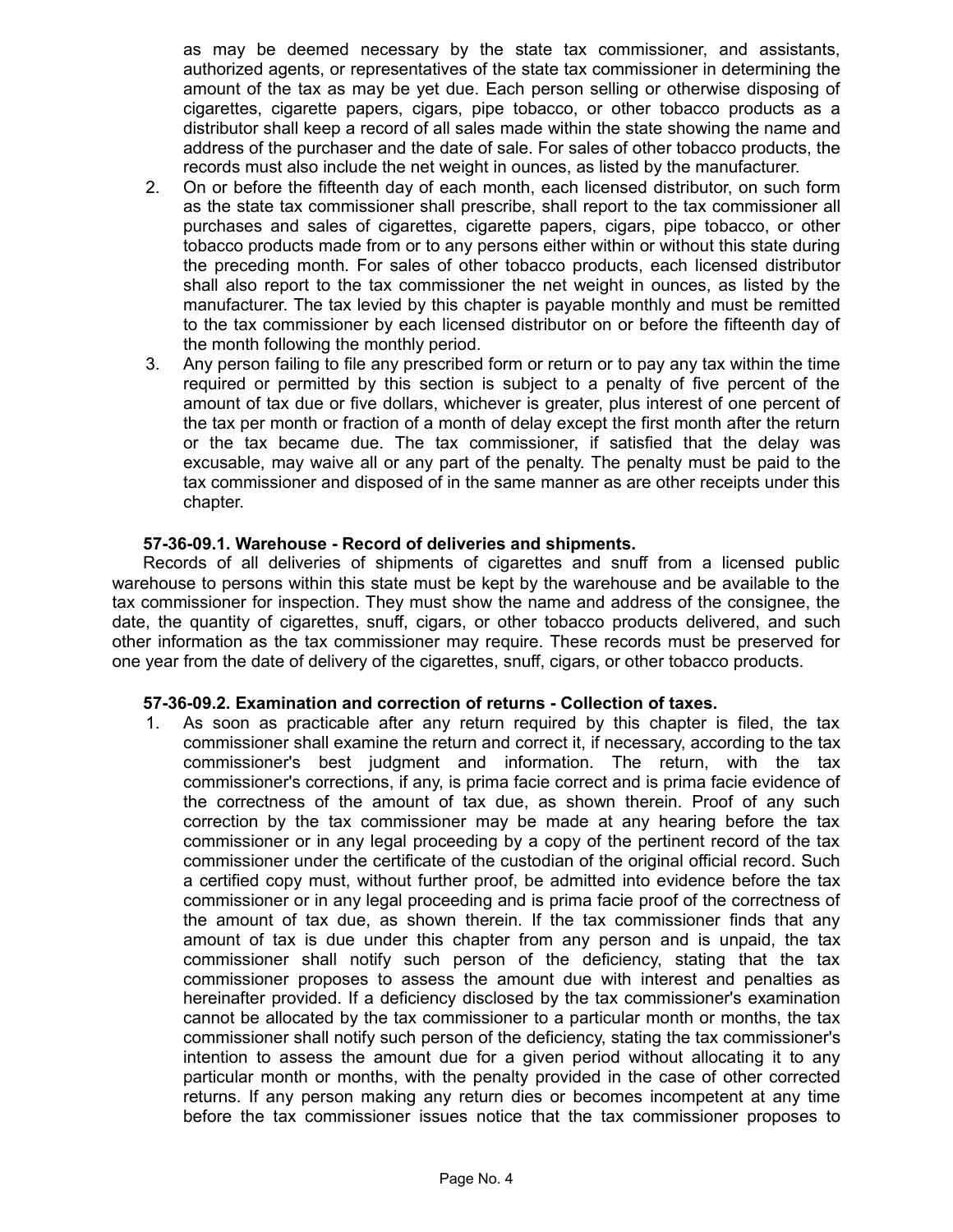as may be deemed necessary by the state tax commissioner, and assistants, authorized agents, or representatives of the state tax commissioner in determining the amount of the tax as may be yet due. Each person selling or otherwise disposing of cigarettes, cigarette papers, cigars, pipe tobacco, or other tobacco products as a distributor shall keep a record of all sales made within the state showing the name and address of the purchaser and the date of sale. For sales of other tobacco products, the records must also include the net weight in ounces, as listed by the manufacturer.

2. On or before the fifteenth day of each month, each licensed distributor, on such form as the state tax commissioner shall prescribe, shall report to the tax commissioner all purchases and sales of cigarettes, cigarette papers, cigars, pipe tobacco, or other tobacco products made from or to any persons either within or without this state during the preceding month. For sales of other tobacco products, each licensed distributor shall also report to the tax commissioner the net weight in ounces, as listed by the manufacturer. The tax levied by this chapter is payable monthly and must be remitted to the tax commissioner by each licensed distributor on or before the fifteenth day of the month following the monthly period.

3. Any person failing to file any prescribed form or return or to pay any tax within the time required or permitted by this section is subject to a penalty of five percent of the amount of tax due or five dollars, whichever is greater, plus interest of one percent of the tax per month or fraction of a month of delay except the first month after the return or the tax became due. The tax commissioner, if satisfied that the delay was excusable, may waive all or any part of the penalty. The penalty must be paid to the tax commissioner and disposed of in the same manner as are other receipts under this chapter.

**57-36-09.1. Warehouse - Record of deliveries and shipments.**

Records of all deliveries of shipments of cigarettes and snuff from a licensed public warehouse to persons within this state must be kept by the warehouse and be available to the tax commissioner for inspection. They must show the name and address of the consignee, the date, the quantity of cigarettes, snuff, cigars, or other tobacco products delivered, and such other information as the tax commissioner may require. These records must be preserved for one year from the date of delivery of the cigarettes, snuff, cigars, or other tobacco products.

**57-36-09.2. Examination and correction of returns - Collection of taxes.**

1. As soon as practicable after any return required by this chapter is filed, the tax commissioner shall examine the return and correct it, if necessary, according to the tax commissioner's best judgment and information. The return, with the tax commissioner's corrections, if any, is prima facie correct and is prima facie evidence of the correctness of the amount of tax due, as shown therein. Proof of any such correction by the tax commissioner may be made at any hearing before the tax commissioner or in any legal proceeding by a copy of the pertinent record of the tax commissioner under the certificate of the custodian of the original official record. Such a certified copy must, without further proof, be admitted into evidence before the tax commissioner or in any legal proceeding and is prima facie proof of the correctness of the amount of tax due, as shown therein. If the tax commissioner finds that any amount of tax is due under this chapter from any person and is unpaid, the tax commissioner shall notify such person of the deficiency, stating that the tax commissioner proposes to assess the amount due with interest and penalties as hereinafter provided. If a deficiency disclosed by the tax commissioner's examination cannot be allocated by the tax commissioner to a particular month or months, the tax commissioner shall notify such person of the deficiency, stating the tax commissioner's intention to assess the amount due for a given period without allocating it to any particular month or months, with the penalty provided in the case of other corrected returns. If any person making any return dies or becomes incompetent at any time before the tax commissioner issues notice that the tax commissioner proposes to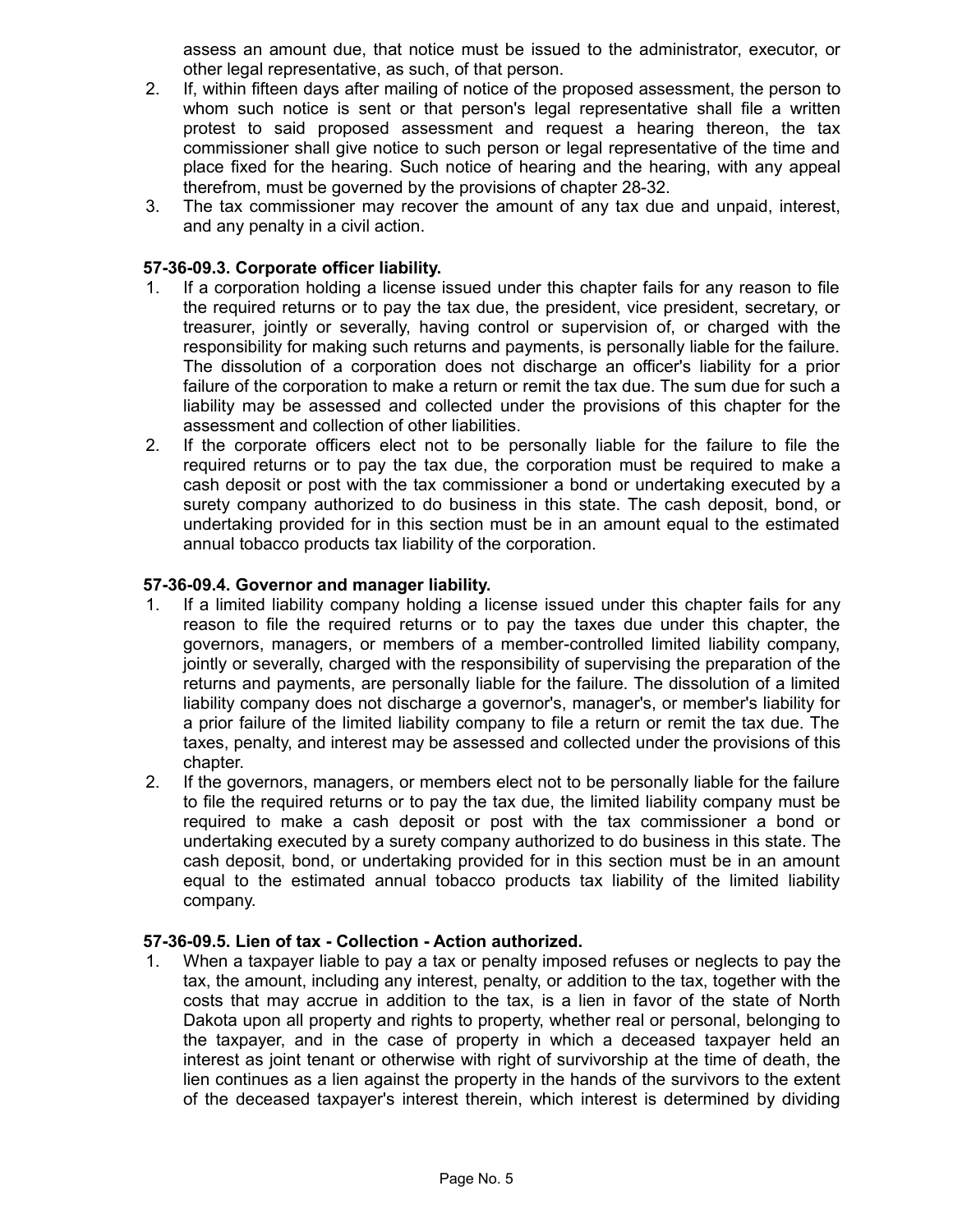assess an amount due, that notice must be issued to the administrator, executor, or other legal representative, as such, of that person.

2. If, within fifteen days after mailing of notice of the proposed assessment, the person to whom such notice is sent or that person's legal representative shall file a written protest to said proposed assessment and request a hearing thereon, the tax commissioner shall give notice to such person or legal representative of the time and place fixed for the hearing. Such notice of hearing and the hearing, with any appeal therefrom, must be governed by the provisions of chapter 28-32.
3. The tax commissioner may recover the amount of any tax due and unpaid, interest, and any penalty in a civil action.

**57-36-09.3. Corporate officer liability.**

1. If a corporation holding a license issued under this chapter fails for any reason to file the required returns or to pay the tax due, the president, vice president, secretary, or treasurer, jointly or severally, having control or supervision of, or charged with the responsibility for making such returns and payments, is personally liable for the failure. The dissolution of a corporation does not discharge an officer's liability for a prior failure of the corporation to make a return or remit the tax due. The sum due for such a liability may be assessed and collected under the provisions of this chapter for the assessment and collection of other liabilities.
2. If the corporate officers elect not to be personally liable for the failure to file the required returns or to pay the tax due, the corporation must be required to make a cash deposit or post with the tax commissioner a bond or undertaking executed by a surety company authorized to do business in this state. The cash deposit, bond, or undertaking provided for in this section must be in an amount equal to the estimated annual tobacco products tax liability of the corporation.

**57-36-09.4. Governor and manager liability.**

1. If a limited liability company holding a license issued under this chapter fails for any reason to file the required returns or to pay the taxes due under this chapter, the governors, managers, or members of a member-controlled limited liability company, jointly or severally, charged with the responsibility of supervising the preparation of the returns and payments, are personally liable for the failure. The dissolution of a limited liability company does not discharge a governor's, manager's, or member's liability for a prior failure of the limited liability company to file a return or remit the tax due. The taxes, penalty, and interest may be assessed and collected under the provisions of this chapter.
2. If the governors, managers, or members elect not to be personally liable for the failure to file the required returns or to pay the tax due, the limited liability company must be required to make a cash deposit or post with the tax commissioner a bond or undertaking executed by a surety company authorized to do business in this state. The cash deposit, bond, or undertaking provided for in this section must be in an amount equal to the estimated annual tobacco products tax liability of the limited liability company.

**57-36-09.5. Lien of tax - Collection - Action authorized.**

1. When a taxpayer liable to pay a tax or penalty imposed refuses or neglects to pay the tax, the amount, including any interest, penalty, or addition to the tax, together with the costs that may accrue in addition to the tax, is a lien in favor of the state of North Dakota upon all property and rights to property, whether real or personal, belonging to the taxpayer, and in the case of property in which a deceased taxpayer held an interest as joint tenant or otherwise with right of survivorship at the time of death, the lien continues as a lien against the property in the hands of the survivors to the extent of the deceased taxpayer's interest therein, which interest is determined by dividing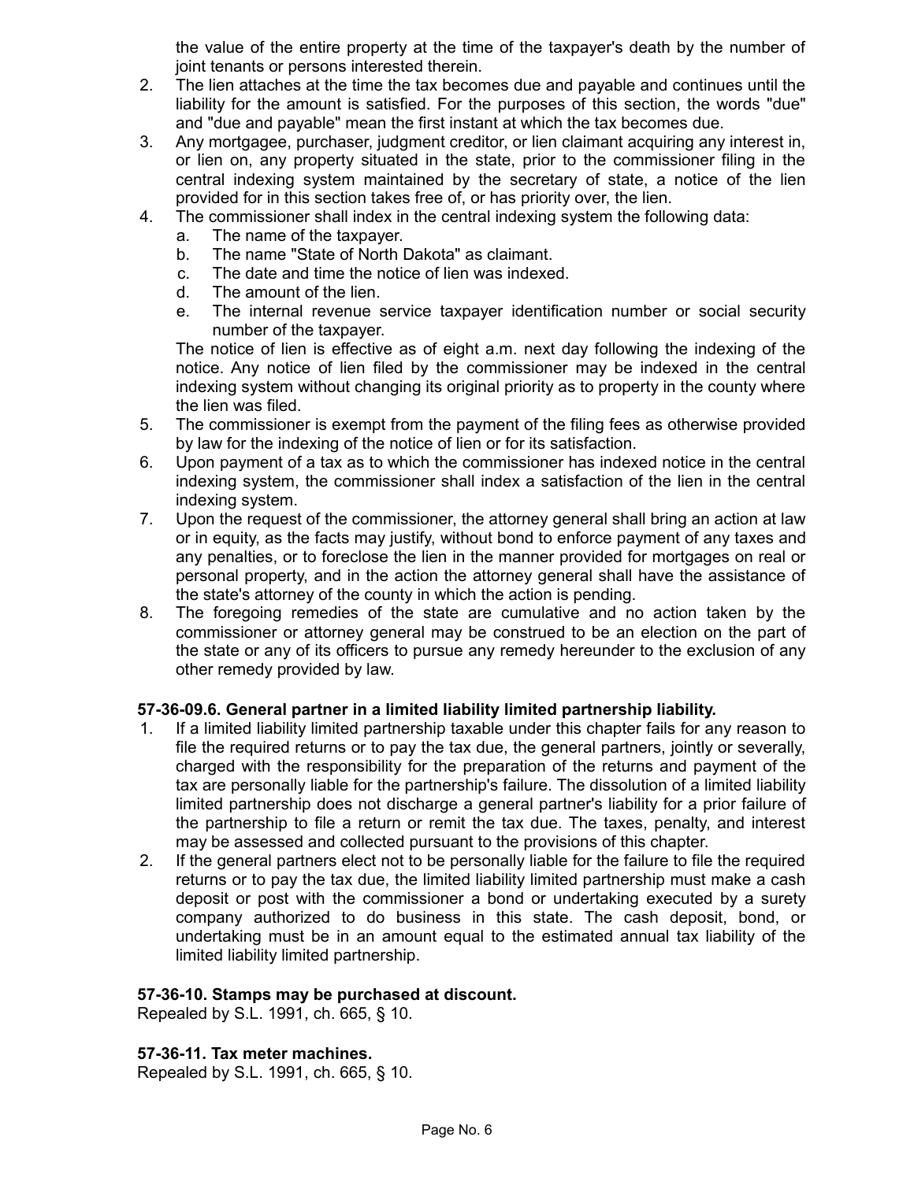the value of the entire property at the time of the taxpayer's death by the number of joint tenants or persons interested therein.

2. The lien attaches at the time the tax becomes due and payable and continues until the liability for the amount is satisfied. For the purposes of this section, the words "due" and "due and payable" mean the first instant at which the tax becomes due.
3. Any mortgagee, purchaser, judgment creditor, or lien claimant acquiring any interest in, or lien on, any property situated in the state, prior to the commissioner filing in the central indexing system maintained by the secretary of state, a notice of the lien provided for in this section takes free of, or has priority over, the lien.
4. The commissioner shall index in the central indexing system the following data:
   a. The name of the taxpayer.
   b. The name "State of North Dakota" as claimant.
   c. The date and time the notice of lien was indexed.
   d. The amount of the lien.
   e. The internal revenue service taxpayer identification number or social security number of the taxpayer.

   The notice of lien is effective as of eight a.m. next day following the indexing of the notice. Any notice of lien filed by the commissioner may be indexed in the central indexing system without changing its original priority as to property in the county where the lien was filed.
5. The commissioner is exempt from the payment of the filing fees as otherwise provided by law for the indexing of the notice of lien or for its satisfaction.
6. Upon payment of a tax as to which the commissioner has indexed notice in the central indexing system, the commissioner shall index a satisfaction of the lien in the central indexing system.
7. Upon the request of the commissioner, the attorney general shall bring an action at law or in equity, as the facts may justify, without bond to enforce payment of any taxes and any penalties, or to foreclose the lien in the manner provided for mortgages on real or personal property, and in the action the attorney general shall have the assistance of the state's attorney of the county in which the action is pending.
8. The foregoing remedies of the state are cumulative and no action taken by the commissioner or attorney general may be construed to be an election on the part of the state or any of its officers to pursue any remedy hereunder to the exclusion of any other remedy provided by law.

**57-36-09.6. General partner in a limited liability limited partnership liability.**

1. If a limited liability limited partnership taxable under this chapter fails for any reason to file the required returns or to pay the tax due, the general partners, jointly or severally, charged with the responsibility for the preparation of the returns and payment of the tax are personally liable for the partnership's failure. The dissolution of a limited liability limited partnership does not discharge a general partner's liability for a prior failure of the partnership to file a return or remit the tax due. The taxes, penalty, and interest may be assessed and collected pursuant to the provisions of this chapter.
2. If the general partners elect not to be personally liable for the failure to file the required returns or to pay the tax due, the limited liability limited partnership must make a cash deposit or post with the commissioner a bond or undertaking executed by a surety company authorized to do business in this state. The cash deposit, bond, or undertaking must be in an amount equal to the estimated annual tax liability of the limited liability limited partnership.

**57-36-10. Stamps may be purchased at discount.**

Repealed by S.L. 1991, ch. 665, § 10.

**57-36-11. Tax meter machines.**

Repealed by S.L. 1991, ch. 665, § 10.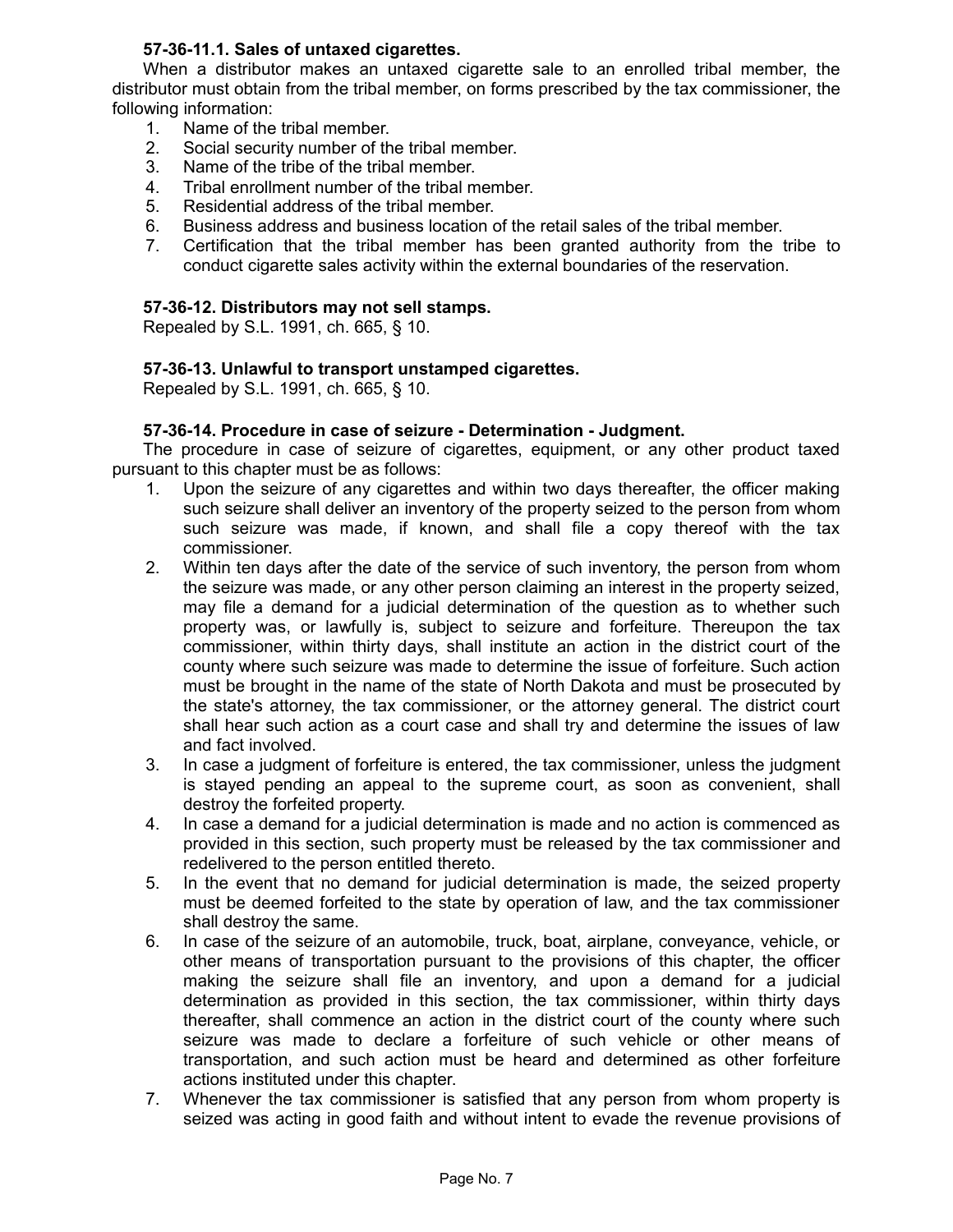**57-36-11.1. Sales of untaxed cigarettes.**

When a distributor makes an untaxed cigarette sale to an enrolled tribal member, the distributor must obtain from the tribal member, on forms prescribed by the tax commissioner, the following information:

1. Name of the tribal member.
2. Social security number of the tribal member.
3. Name of the tribe of the tribal member.
4. Tribal enrollment number of the tribal member.
5. Residential address of the tribal member.
6. Business address and business location of the retail sales of the tribal member.
7. Certification that the tribal member has been granted authority from the tribe to conduct cigarette sales activity within the external boundaries of the reservation.

**57-36-12. Distributors may not sell stamps.**

Repealed by S.L. 1991, ch. 665, § 10.

**57-36-13. Unlawful to transport unstamped cigarettes.**

Repealed by S.L. 1991, ch. 665, § 10.

**57-36-14. Procedure in case of seizure - Determination - Judgment.**

The procedure in case of seizure of cigarettes, equipment, or any other product taxed pursuant to this chapter must be as follows:

1. Upon the seizure of any cigarettes and within two days thereafter, the officer making such seizure shall deliver an inventory of the property seized to the person from whom such seizure was made, if known, and shall file a copy thereof with the tax commissioner.
2. Within ten days after the date of the service of such inventory, the person from whom the seizure was made, or any other person claiming an interest in the property seized, may file a demand for a judicial determination of the question as to whether such property was, or lawfully is, subject to seizure and forfeiture. Thereupon the tax commissioner, within thirty days, shall institute an action in the district court of the county where such seizure was made to determine the issue of forfeiture. Such action must be brought in the name of the state of North Dakota and must be prosecuted by the state's attorney, the tax commissioner, or the attorney general. The district court shall hear such action as a court case and shall try and determine the issues of law and fact involved.
3. In case a judgment of forfeiture is entered, the tax commissioner, unless the judgment is stayed pending an appeal to the supreme court, as soon as convenient, shall destroy the forfeited property.
4. In case a demand for a judicial determination is made and no action is commenced as provided in this section, such property must be released by the tax commissioner and redelivered to the person entitled thereto.
5. In the event that no demand for judicial determination is made, the seized property must be deemed forfeited to the state by operation of law, and the tax commissioner shall destroy the same.
6. In case of the seizure of an automobile, truck, boat, airplane, conveyance, vehicle, or other means of transportation pursuant to the provisions of this chapter, the officer making the seizure shall file an inventory, and upon a demand for a judicial determination as provided in this section, the tax commissioner, within thirty days thereafter, shall commence an action in the district court of the county where such seizure was made to declare a forfeiture of such vehicle or other means of transportation, and such action must be heard and determined as other forfeiture actions instituted under this chapter.
7. Whenever the tax commissioner is satisfied that any person from whom property is seized was acting in good faith and without intent to evade the revenue provisions of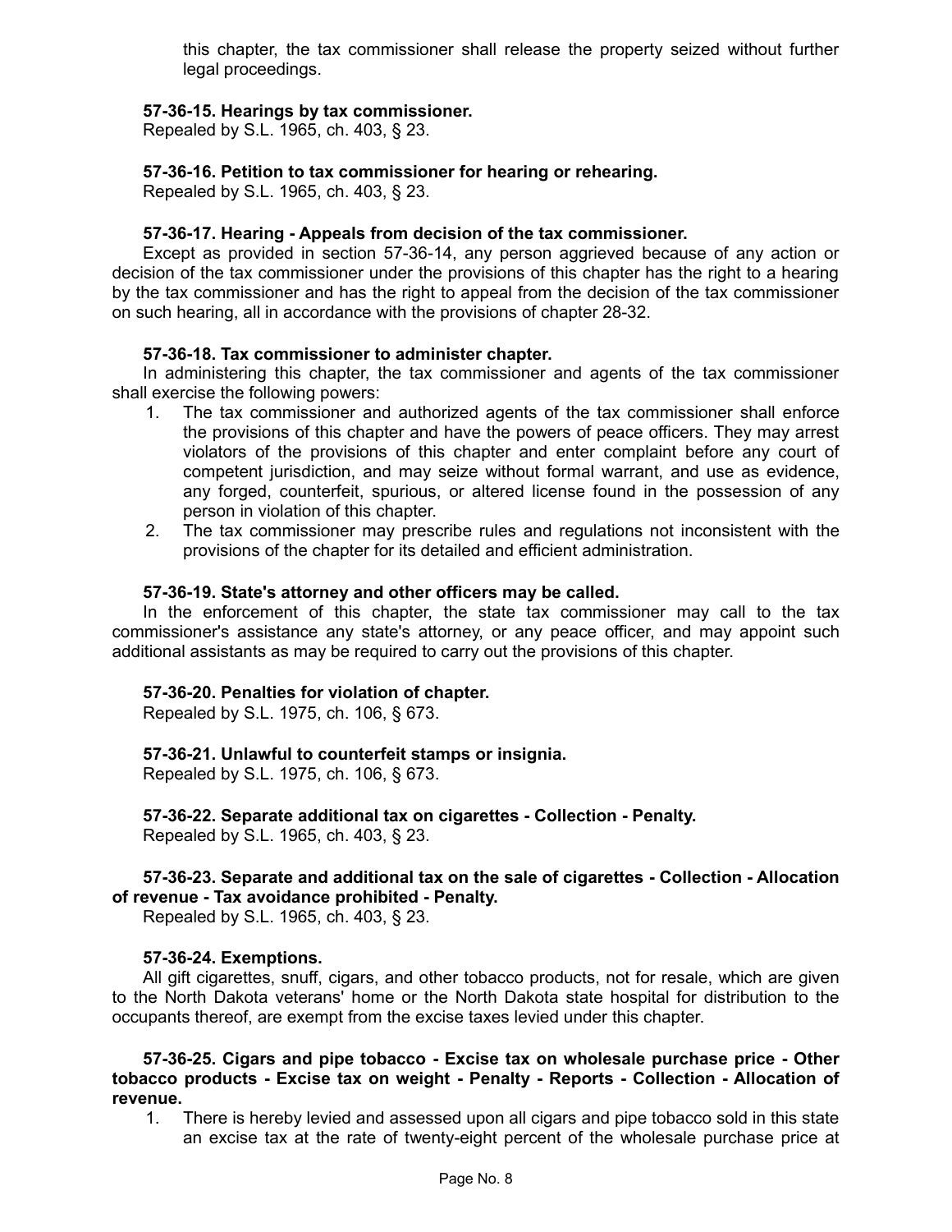this chapter, the tax commissioner shall release the property seized without further legal proceedings.

**57-36-15. Hearings by tax commissioner.**

Repealed by S.L. 1965, ch. 403, § 23.

**57-36-16. Petition to tax commissioner for hearing or rehearing.**

Repealed by S.L. 1965, ch. 403, § 23.

**57-36-17. Hearing - Appeals from decision of the tax commissioner.**

Except as provided in section 57-36-14, any person aggrieved because of any action or decision of the tax commissioner under the provisions of this chapter has the right to a hearing by the tax commissioner and has the right to appeal from the decision of the tax commissioner on such hearing, all in accordance with the provisions of chapter 28-32.

**57-36-18. Tax commissioner to administer chapter.**

In administering this chapter, the tax commissioner and agents of the tax commissioner shall exercise the following powers:

1. The tax commissioner and authorized agents of the tax commissioner shall enforce the provisions of this chapter and have the powers of peace officers. They may arrest violators of the provisions of this chapter and enter complaint before any court of competent jurisdiction, and may seize without formal warrant, and use as evidence, any forged, counterfeit, spurious, or altered license found in the possession of any person in violation of this chapter.
2. The tax commissioner may prescribe rules and regulations not inconsistent with the provisions of the chapter for its detailed and efficient administration.

**57-36-19. State's attorney and other officers may be called.**

In the enforcement of this chapter, the state tax commissioner may call to the tax commissioner's assistance any state's attorney, or any peace officer, and may appoint such additional assistants as may be required to carry out the provisions of this chapter.

**57-36-20. Penalties for violation of chapter.**

Repealed by S.L. 1975, ch. 106, § 673.

**57-36-21. Unlawful to counterfeit stamps or insignia.**

Repealed by S.L. 1975, ch. 106, § 673.

**57-36-22. Separate additional tax on cigarettes - Collection - Penalty.**

Repealed by S.L. 1965, ch. 403, § 23.

**57-36-23. Separate and additional tax on the sale of cigarettes - Collection - Allocation of revenue - Tax avoidance prohibited - Penalty.**

Repealed by S.L. 1965, ch. 403, § 23.

**57-36-24. Exemptions.**

All gift cigarettes, snuff, cigars, and other tobacco products, not for resale, which are given to the North Dakota veterans' home or the North Dakota state hospital for distribution to the occupants thereof, are exempt from the excise taxes levied under this chapter.

**57-36-25. Cigars and pipe tobacco - Excise tax on wholesale purchase price - Other tobacco products - Excise tax on weight - Penalty - Reports - Collection - Allocation of revenue.**

1. There is hereby levied and assessed upon all cigars and pipe tobacco sold in this state an excise tax at the rate of twenty-eight percent of the wholesale purchase price at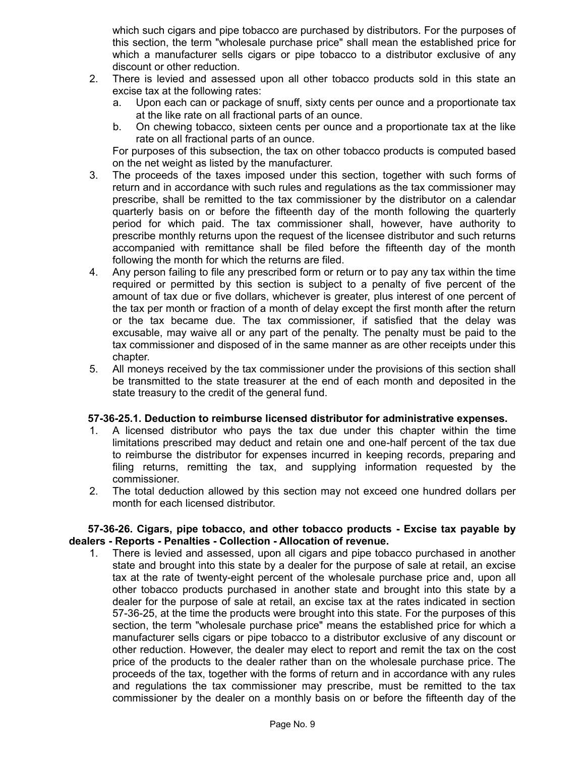which such cigars and pipe tobacco are purchased by distributors. For the purposes of this section, the term "wholesale purchase price" shall mean the established price for which a manufacturer sells cigars or pipe tobacco to a distributor exclusive of any discount or other reduction.

2. There is levied and assessed upon all other tobacco products sold in this state an excise tax at the following rates:
   a. Upon each can or package of snuff, sixty cents per ounce and a proportionate tax at the like rate on all fractional parts of an ounce.
   b. On chewing tobacco, sixteen cents per ounce and a proportionate tax at the like rate on all fractional parts of an ounce.

   For purposes of this subsection, the tax on other tobacco products is computed based on the net weight as listed by the manufacturer.
3. The proceeds of the taxes imposed under this section, together with such forms of return and in accordance with such rules and regulations as the tax commissioner may prescribe, shall be remitted to the tax commissioner by the distributor on a calendar quarterly basis on or before the fifteenth day of the month following the quarterly period for which paid. The tax commissioner shall, however, have authority to prescribe monthly returns upon the request of the licensee distributor and such returns accompanied with remittance shall be filed before the fifteenth day of the month following the month for which the returns are filed.
4. Any person failing to file any prescribed form or return or to pay any tax within the time required or permitted by this section is subject to a penalty of five percent of the amount of tax due or five dollars, whichever is greater, plus interest of one percent of the tax per month or fraction of a month of delay except the first month after the return or the tax became due. The tax commissioner, if satisfied that the delay was excusable, may waive all or any part of the penalty. The penalty must be paid to the tax commissioner and disposed of in the same manner as are other receipts under this chapter.
5. All moneys received by the tax commissioner under the provisions of this section shall be transmitted to the state treasurer at the end of each month and deposited in the state treasury to the credit of the general fund.

**57-36-25.1. Deduction to reimburse licensed distributor for administrative expenses.**

1. A licensed distributor who pays the tax due under this chapter within the time limitations prescribed may deduct and retain one and one-half percent of the tax due to reimburse the distributor for expenses incurred in keeping records, preparing and filing returns, remitting the tax, and supplying information requested by the commissioner.
2. The total deduction allowed by this section may not exceed one hundred dollars per month for each licensed distributor.

**57-36-26. Cigars, pipe tobacco, and other tobacco products - Excise tax payable by dealers - Reports - Penalties - Collection - Allocation of revenue.**

1. There is levied and assessed, upon all cigars and pipe tobacco purchased in another state and brought into this state by a dealer for the purpose of sale at retail, an excise tax at the rate of twenty-eight percent of the wholesale purchase price and, upon all other tobacco products purchased in another state and brought into this state by a dealer for the purpose of sale at retail, an excise tax at the rates indicated in section 57-36-25, at the time the products were brought into this state. For the purposes of this section, the term "wholesale purchase price" means the established price for which a manufacturer sells cigars or pipe tobacco to a distributor exclusive of any discount or other reduction. However, the dealer may elect to report and remit the tax on the cost price of the products to the dealer rather than on the wholesale purchase price. The proceeds of the tax, together with the forms of return and in accordance with any rules and regulations the tax commissioner may prescribe, must be remitted to the tax commissioner by the dealer on a monthly basis on or before the fifteenth day of the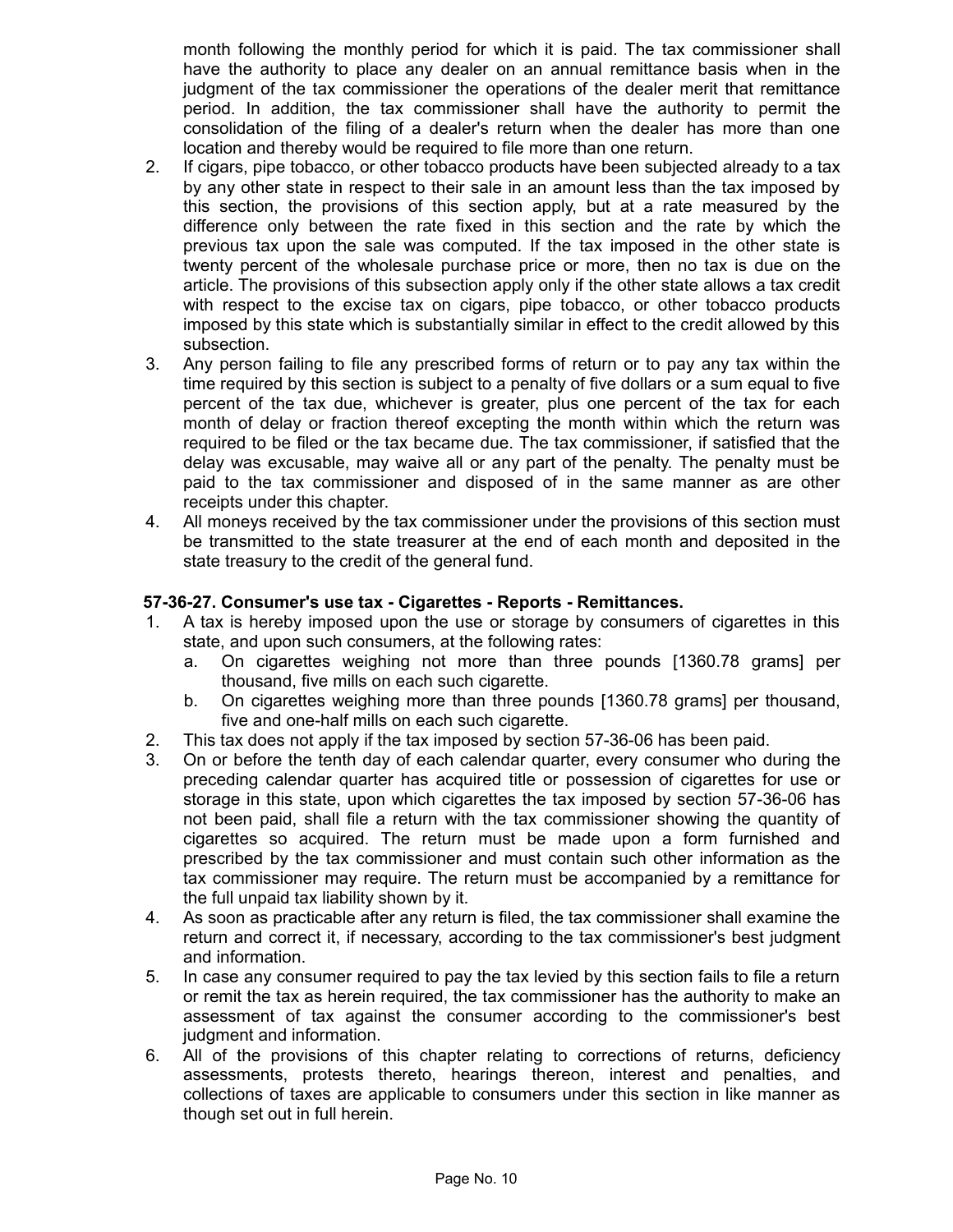month following the monthly period for which it is paid. The tax commissioner shall have the authority to place any dealer on an annual remittance basis when in the judgment of the tax commissioner the operations of the dealer merit that remittance period. In addition, the tax commissioner shall have the authority to permit the consolidation of the filing of a dealer's return when the dealer has more than one location and thereby would be required to file more than one return.

2. If cigars, pipe tobacco, or other tobacco products have been subjected already to a tax by any other state in respect to their sale in an amount less than the tax imposed by this section, the provisions of this section apply, but at a rate measured by the difference only between the rate fixed in this section and the rate by which the previous tax upon the sale was computed. If the tax imposed in the other state is twenty percent of the wholesale purchase price or more, then no tax is due on the article. The provisions of this subsection apply only if the other state allows a tax credit with respect to the excise tax on cigars, pipe tobacco, or other tobacco products imposed by this state which is substantially similar in effect to the credit allowed by this subsection.
3. Any person failing to file any prescribed forms of return or to pay any tax within the time required by this section is subject to a penalty of five dollars or a sum equal to five percent of the tax due, whichever is greater, plus one percent of the tax for each month of delay or fraction thereof excepting the month within which the return was required to be filed or the tax became due. The tax commissioner, if satisfied that the delay was excusable, may waive all or any part of the penalty. The penalty must be paid to the tax commissioner and disposed of in the same manner as are other receipts under this chapter.
4. All moneys received by the tax commissioner under the provisions of this section must be transmitted to the state treasurer at the end of each month and deposited in the state treasury to the credit of the general fund.

**57-36-27. Consumer's use tax - Cigarettes - Reports - Remittances.**

1. A tax is hereby imposed upon the use or storage by consumers of cigarettes in this state, and upon such consumers, at the following rates:
   a. On cigarettes weighing not more than three pounds [1360.78 grams] per thousand, five mills on each such cigarette.
   b. On cigarettes weighing more than three pounds [1360.78 grams] per thousand, five and one-half mills on each such cigarette.
2. This tax does not apply if the tax imposed by section 57-36-06 has been paid.
3. On or before the tenth day of each calendar quarter, every consumer who during the preceding calendar quarter has acquired title or possession of cigarettes for use or storage in this state, upon which cigarettes the tax imposed by section 57-36-06 has not been paid, shall file a return with the tax commissioner showing the quantity of cigarettes so acquired. The return must be made upon a form furnished and prescribed by the tax commissioner and must contain such other information as the tax commissioner may require. The return must be accompanied by a remittance for the full unpaid tax liability shown by it.
4. As soon as practicable after any return is filed, the tax commissioner shall examine the return and correct it, if necessary, according to the tax commissioner's best judgment and information.
5. In case any consumer required to pay the tax levied by this section fails to file a return or remit the tax as herein required, the tax commissioner has the authority to make an assessment of tax against the consumer according to the commissioner's best judgment and information.
6. All of the provisions of this chapter relating to corrections of returns, deficiency assessments, protests thereto, hearings thereon, interest and penalties, and collections of taxes are applicable to consumers under this section in like manner as though set out in full herein.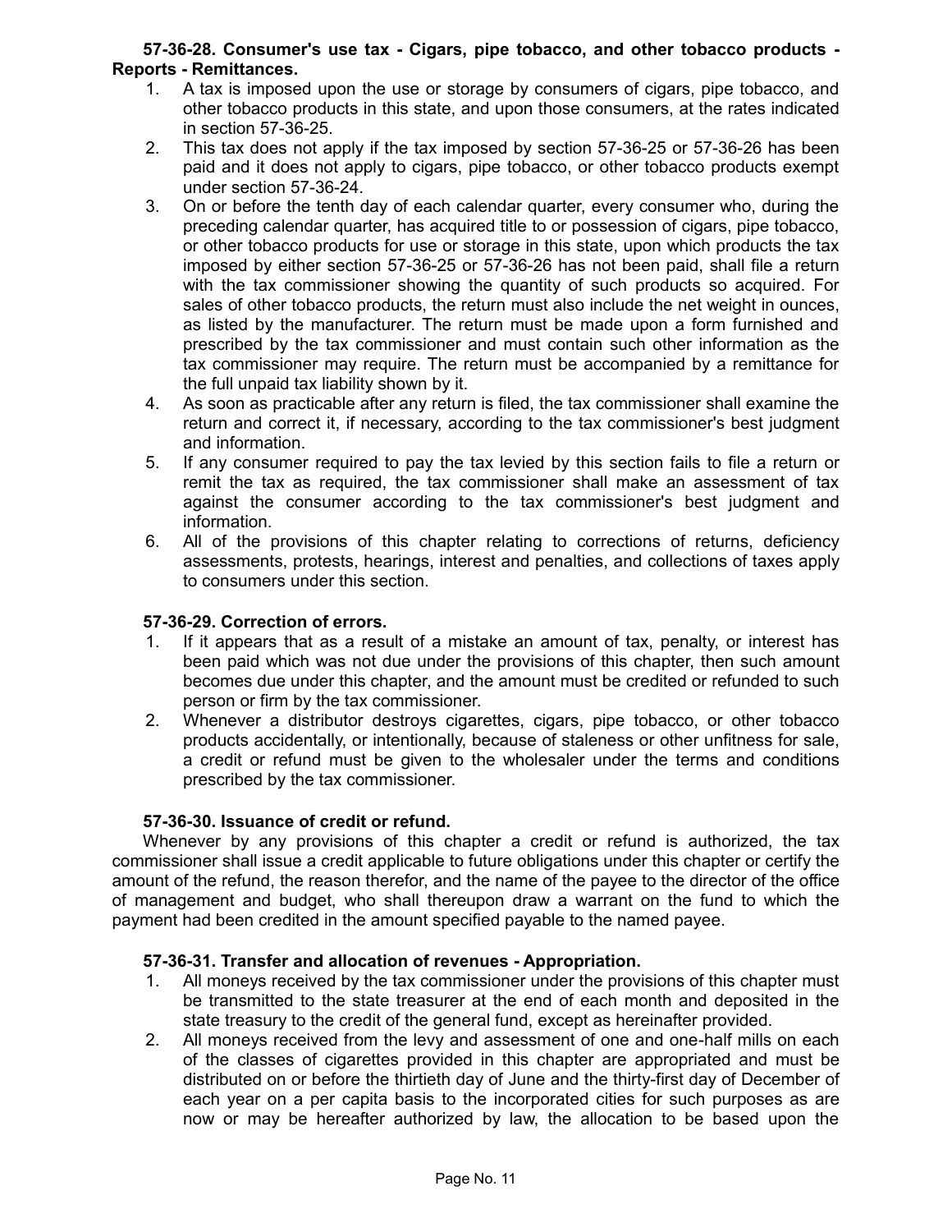**57-36-28. Consumer's use tax - Cigars, pipe tobacco, and other tobacco products - Reports - Remittances.**

1. A tax is imposed upon the use or storage by consumers of cigars, pipe tobacco, and other tobacco products in this state, and upon those consumers, at the rates indicated in section 57-36-25.
2. This tax does not apply if the tax imposed by section 57-36-25 or 57-36-26 has been paid and it does not apply to cigars, pipe tobacco, or other tobacco products exempt under section 57-36-24.
3. On or before the tenth day of each calendar quarter, every consumer who, during the preceding calendar quarter, has acquired title to or possession of cigars, pipe tobacco, or other tobacco products for use or storage in this state, upon which products the tax imposed by either section 57-36-25 or 57-36-26 has not been paid, shall file a return with the tax commissioner showing the quantity of such products so acquired. For sales of other tobacco products, the return must also include the net weight in ounces, as listed by the manufacturer. The return must be made upon a form furnished and prescribed by the tax commissioner and must contain such other information as the tax commissioner may require. The return must be accompanied by a remittance for the full unpaid tax liability shown by it.
4. As soon as practicable after any return is filed, the tax commissioner shall examine the return and correct it, if necessary, according to the tax commissioner's best judgment and information.
5. If any consumer required to pay the tax levied by this section fails to file a return or remit the tax as required, the tax commissioner shall make an assessment of tax against the consumer according to the tax commissioner's best judgment and information.
6. All of the provisions of this chapter relating to corrections of returns, deficiency assessments, protests, hearings, interest and penalties, and collections of taxes apply to consumers under this section.

**57-36-29. Correction of errors.**

1. If it appears that as a result of a mistake an amount of tax, penalty, or interest has been paid which was not due under the provisions of this chapter, then such amount becomes due under this chapter, and the amount must be credited or refunded to such person or firm by the tax commissioner.
2. Whenever a distributor destroys cigarettes, cigars, pipe tobacco, or other tobacco products accidentally, or intentionally, because of staleness or other unfitness for sale, a credit or refund must be given to the wholesaler under the terms and conditions prescribed by the tax commissioner.

**57-36-30. Issuance of credit or refund.**

Whenever by any provisions of this chapter a credit or refund is authorized, the tax commissioner shall issue a credit applicable to future obligations under this chapter or certify the amount of the refund, the reason therefor, and the name of the payee to the director of the office of management and budget, who shall thereupon draw a warrant on the fund to which the payment had been credited in the amount specified payable to the named payee.

**57-36-31. Transfer and allocation of revenues - Appropriation.**

1. All moneys received by the tax commissioner under the provisions of this chapter must be transmitted to the state treasurer at the end of each month and deposited in the state treasury to the credit of the general fund, except as hereinafter provided.
2. All moneys received from the levy and assessment of one and one-half mills on each of the classes of cigarettes provided in this chapter are appropriated and must be distributed on or before the thirtieth day of June and the thirty-first day of December of each year on a per capita basis to the incorporated cities for such purposes as are now or may be hereafter authorized by law, the allocation to be based upon the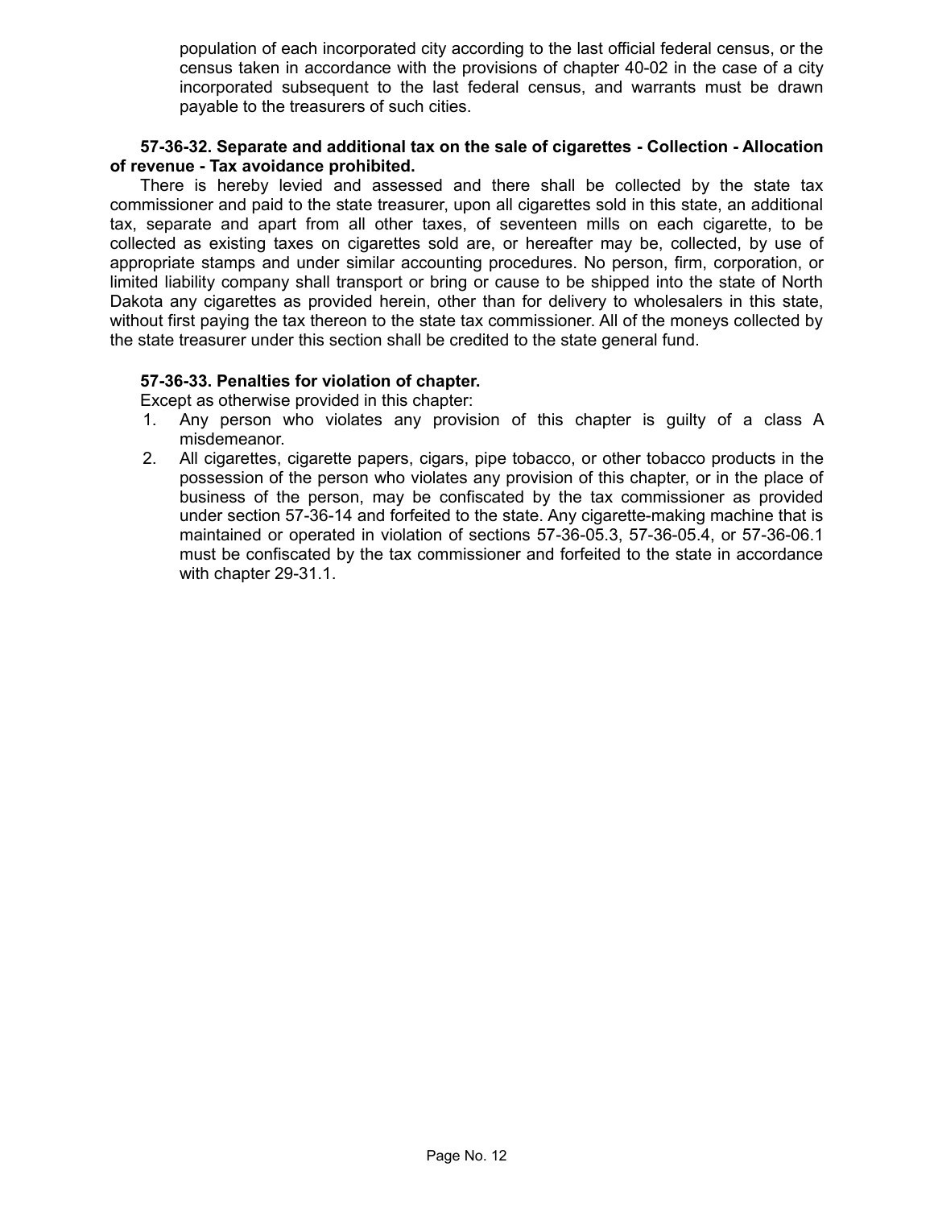population of each incorporated city according to the last official federal census, or the census taken in accordance with the provisions of chapter 40-02 in the case of a city incorporated subsequent to the last federal census, and warrants must be drawn payable to the treasurers of such cities.

**57-36-32. Separate and additional tax on the sale of cigarettes - Collection - Allocation of revenue - Tax avoidance prohibited.**

There is hereby levied and assessed and there shall be collected by the state tax commissioner and paid to the state treasurer, upon all cigarettes sold in this state, an additional tax, separate and apart from all other taxes, of seventeen mills on each cigarette, to be collected as existing taxes on cigarettes sold are, or hereafter may be, collected, by use of appropriate stamps and under similar accounting procedures. No person, firm, corporation, or limited liability company shall transport or bring or cause to be shipped into the state of North Dakota any cigarettes as provided herein, other than for delivery to wholesalers in this state, without first paying the tax thereon to the state tax commissioner. All of the moneys collected by the state treasurer under this section shall be credited to the state general fund.

**57-36-33. Penalties for violation of chapter.**

Except as otherwise provided in this chapter:

1. Any person who violates any provision of this chapter is guilty of a class A misdemeanor.
2. All cigarettes, cigarette papers, cigars, pipe tobacco, or other tobacco products in the possession of the person who violates any provision of this chapter, or in the place of business of the person, may be confiscated by the tax commissioner as provided under section 57-36-14 and forfeited to the state. Any cigarette-making machine that is maintained or operated in violation of sections 57-36-05.3, 57-36-05.4, or 57-36-06.1 must be confiscated by the tax commissioner and forfeited to the state in accordance with chapter 29-31.1.